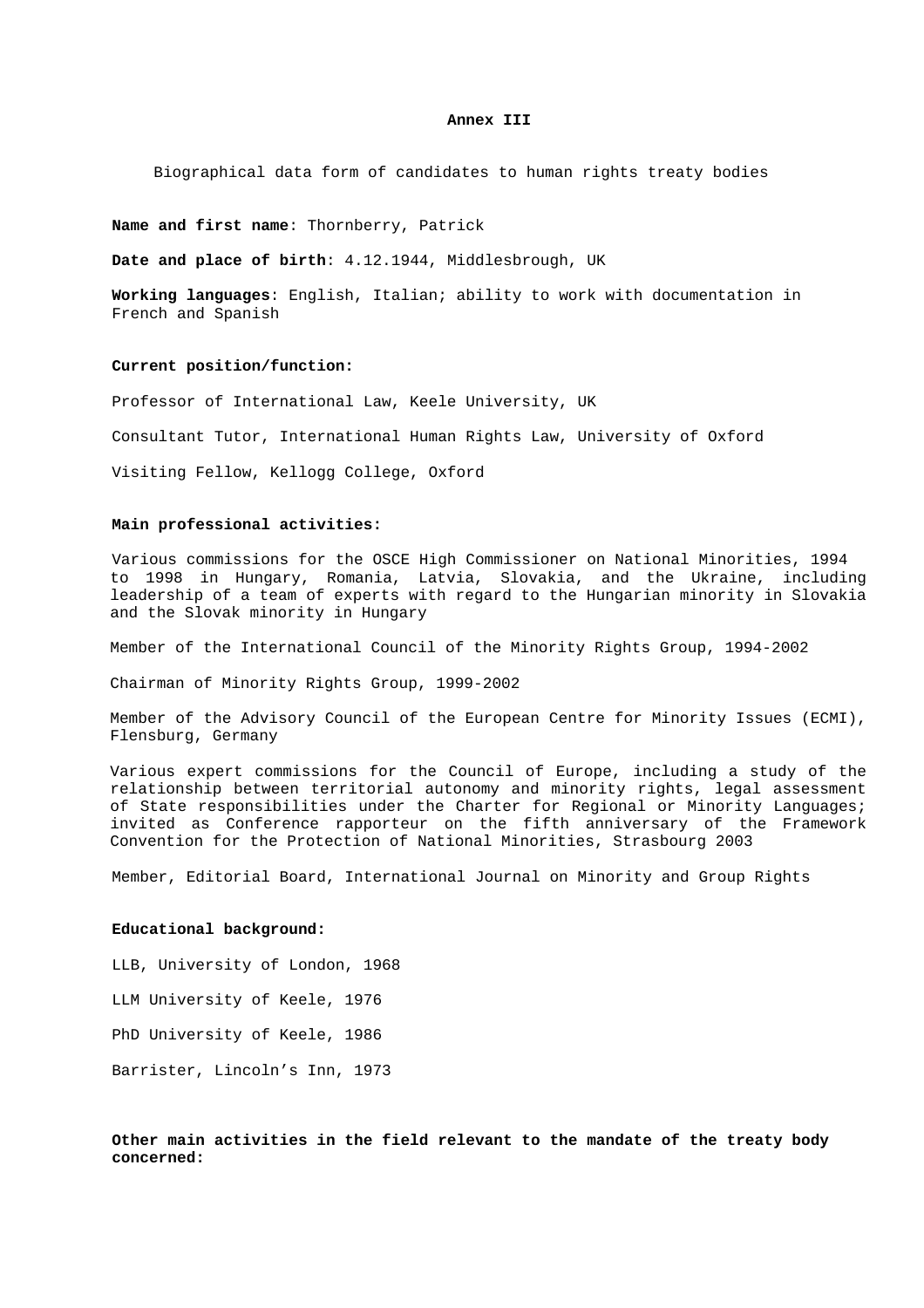**Annex III**

Biographical data form of candidates to human rights treaty bodies

**Name and first name**: Thornberry, Patrick

**Date and place of birth**: 4.12.1944, Middlesbrough, UK

**Working languages**: English, Italian; ability to work with documentation in French and Spanish

**Current position/function:**

Professor of International Law, Keele University, UK

Consultant Tutor, International Human Rights Law, University of Oxford

Visiting Fellow, Kellogg College, Oxford

**Main professional activities:**

Various commissions for the OSCE High Commissioner on National Minorities, 1994 to 1998 in Hungary, Romania, Latvia, Slovakia, and the Ukraine, including leadership of a team of experts with regard to the Hungarian minority in Slovakia and the Slovak minority in Hungary

Member of the International Council of the Minority Rights Group, 1994-2002

Chairman of Minority Rights Group, 1999-2002

Member of the Advisory Council of the European Centre for Minority Issues (ECMI), Flensburg, Germany

Various expert commissions for the Council of Europe, including a study of the relationship between territorial autonomy and minority rights, legal assessment of State responsibilities under the Charter for Regional or Minority Languages; invited as Conference rapporteur on the fifth anniversary of the Framework Convention for the Protection of National Minorities, Strasbourg 2003

Member, Editorial Board, International Journal on Minority and Group Rights

**Educational background:**

LLB, University of London, 1968

LLM University of Keele, 1976

PhD University of Keele, 1986

Barrister, Lincoln's Inn, 1973

**Other main activities in the field relevant to the mandate of the treaty body concerned:**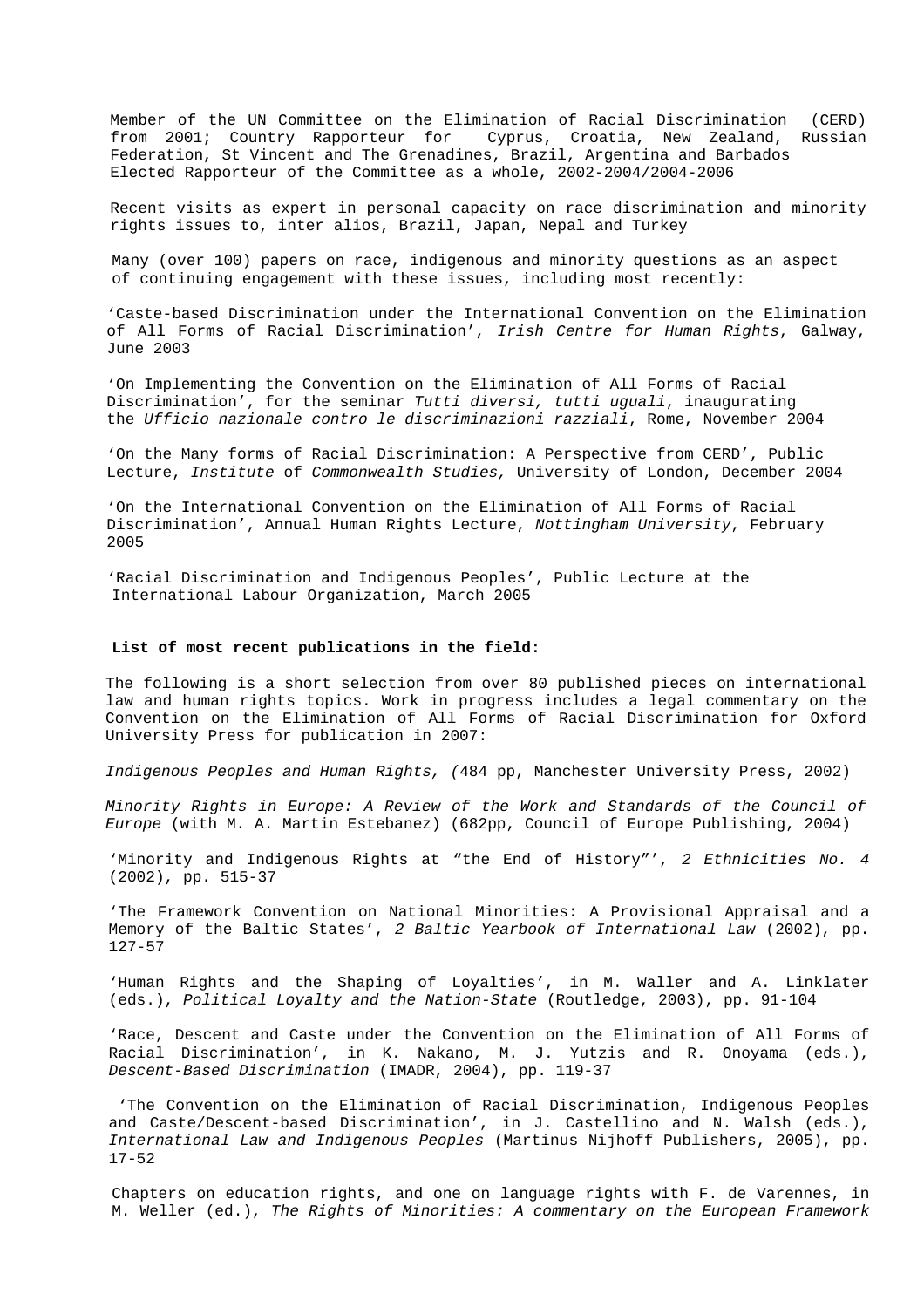Member of the UN Committee on the Elimination of Racial Discrimination (CERD) from 2001; Country Rapporteur for Cyprus, Croatia, New Zealand, Russian Federation, St Vincent and The Grenadines, Brazil, Argentina and Barbados Elected Rapporteur of the Committee as a whole, 2002-2004/2004-2006

Recent visits as expert in personal capacity on race discrimination and minority rights issues to, inter alios, Brazil, Japan, Nepal and Turkey

Many (over 100) papers on race, indigenous and minority questions as an aspect of continuing engagement with these issues, including most recently:

'Caste-based Discrimination under the International Convention on the Elimination of All Forms of Racial Discrimination', *Irish Centre for Human Rights*, Galway, June 2003

'On Implementing the Convention on the Elimination of All Forms of Racial Discrimination', for the seminar *Tutti diversi, tutti uguali*, inaugurating the *Ufficio nazionale contro le discriminazioni razziali*, Rome, November 2004

'On the Many forms of Racial Discrimination: A Perspective from CERD', Public Lecture, *Institute* of *Commonwealth Studies,* University of London, December 2004

'On the International Convention on the Elimination of All Forms of Racial Discrimination', Annual Human Rights Lecture, *Nottingham University*, February 2005

'Racial Discrimination and Indigenous Peoples', Public Lecture at the International Labour Organization, March 2005

**List of most recent publications in the field:**

The following is a short selection from over 80 published pieces on international law and human rights topics. Work in progress includes a legal commentary on the Convention on the Elimination of All Forms of Racial Discrimination for Oxford University Press for publication in 2007:

*Indigenous Peoples and Human Rights, (*484 pp, Manchester University Press, 2002)

*Minority Rights in Europe: A Review of the Work and Standards of the Council of Europe* (with M. A. Martin Estebanez) (682pp, Council of Europe Publishing, 2004)

'Minority and Indigenous Rights at "the End of History"', *2 Ethnicities No. 4* (2002), pp. 515-37

'The Framework Convention on National Minorities: A Provisional Appraisal and a Memory of the Baltic States', *2 Baltic Yearbook of International Law* (2002), pp. 127-57

'Human Rights and the Shaping of Loyalties', in M. Waller and A. Linklater (eds.), *Political Loyalty and the Nation-State* (Routledge, 2003), pp. 91-104

'Race, Descent and Caste under the Convention on the Elimination of All Forms of Racial Discrimination', in K. Nakano, M. J. Yutzis and R. Onoyama (eds.), *Descent-Based Discrimination* (IMADR, 2004), pp. 119-37

'The Convention on the Elimination of Racial Discrimination, Indigenous Peoples and Caste/Descent-based Discrimination', in J. Castellino and N. Walsh (eds.), *International Law and Indigenous Peoples* (Martinus Nijhoff Publishers, 2005), pp. 17-52

Chapters on education rights, and one on language rights with F. de Varennes, in M. Weller (ed.), *The Rights of Minorities: A commentary on the European Framework*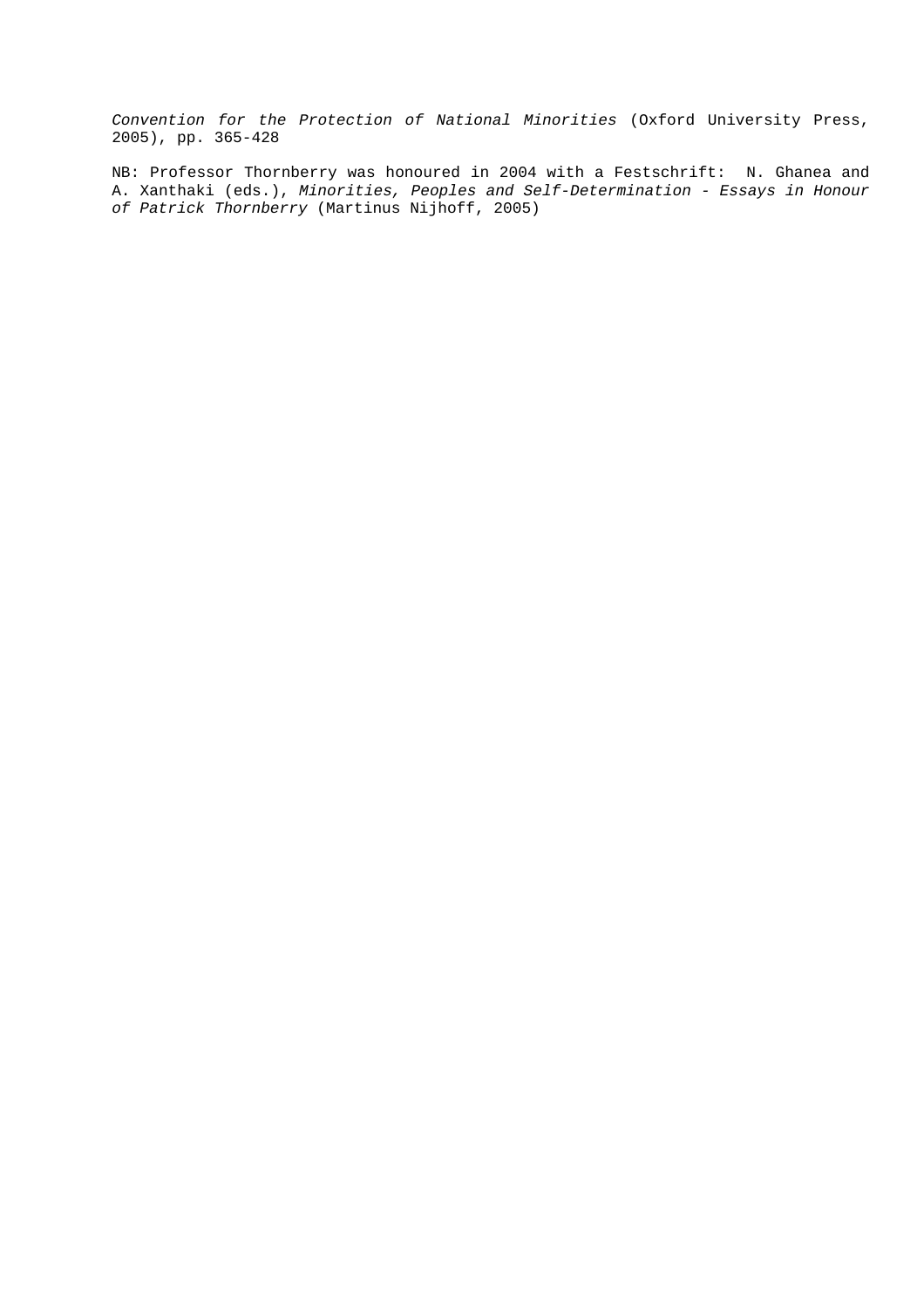*Convention for the Protection of National Minorities* (Oxford University Press, 2005), pp. 365-428

NB: Professor Thornberry was honoured in 2004 with a Festschrift: N. Ghanea and A. Xanthaki (eds.), *Minorities, Peoples and Self-Determination - Essays in Honour of Patrick Thornberry* (Martinus Nijhoff, 2005)